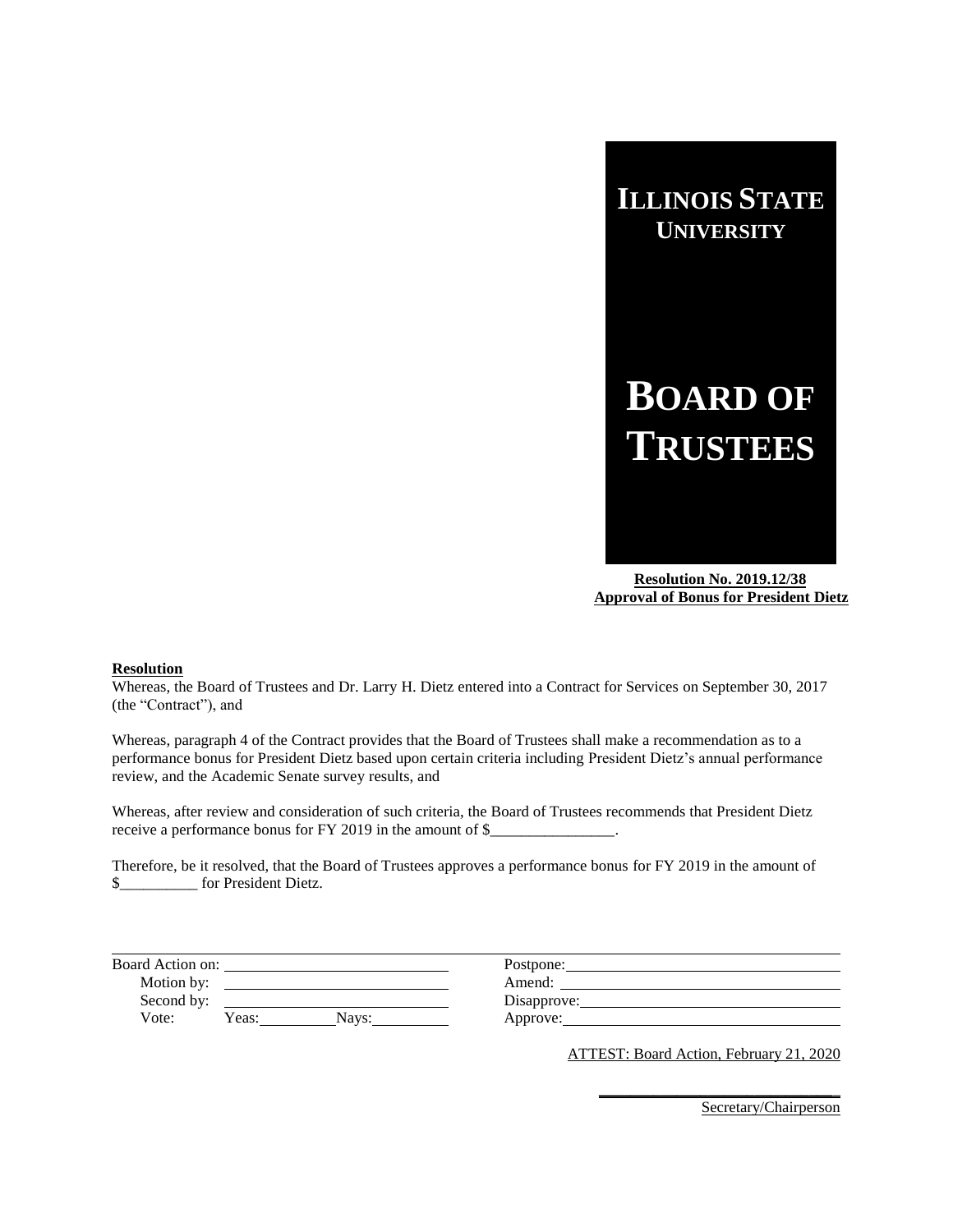# ILLINOIS STATE UNIVERSITY

# BOARD OF TRUSTEES

**Resolution No. 2019.12/38**
**Approval of Bonus for President Dietz**

**Resolution**

Whereas, the Board of Trustees and Dr. Larry H. Dietz entered into a Contract for Services on September 30, 2017 (the "Contract"), and

Whereas, paragraph 4 of the Contract provides that the Board of Trustees shall make a recommendation as to a performance bonus for President Dietz based upon certain criteria including President Dietz's annual performance review, and the Academic Senate survey results, and

Whereas, after review and consideration of such criteria, the Board of Trustees recommends that President Dietz receive a performance bonus for FY 2019 in the amount of $________________.

Therefore, be it resolved, that the Board of Trustees approves a performance bonus for FY 2019 in the amount of $__________ for President Dietz.

| | |
|---|---|
| Board Action on: ____________ | Postpone: ____________ |
| Motion by: ____________ | Amend: ____________ |
| Second by: ____________ | Disapprove: ____________ |
| Vote: Yeas: ______ Nays: ______ | Approve: ____________ |

ATTEST: Board Action, February 21, 2020

______________________________
Secretary/Chairperson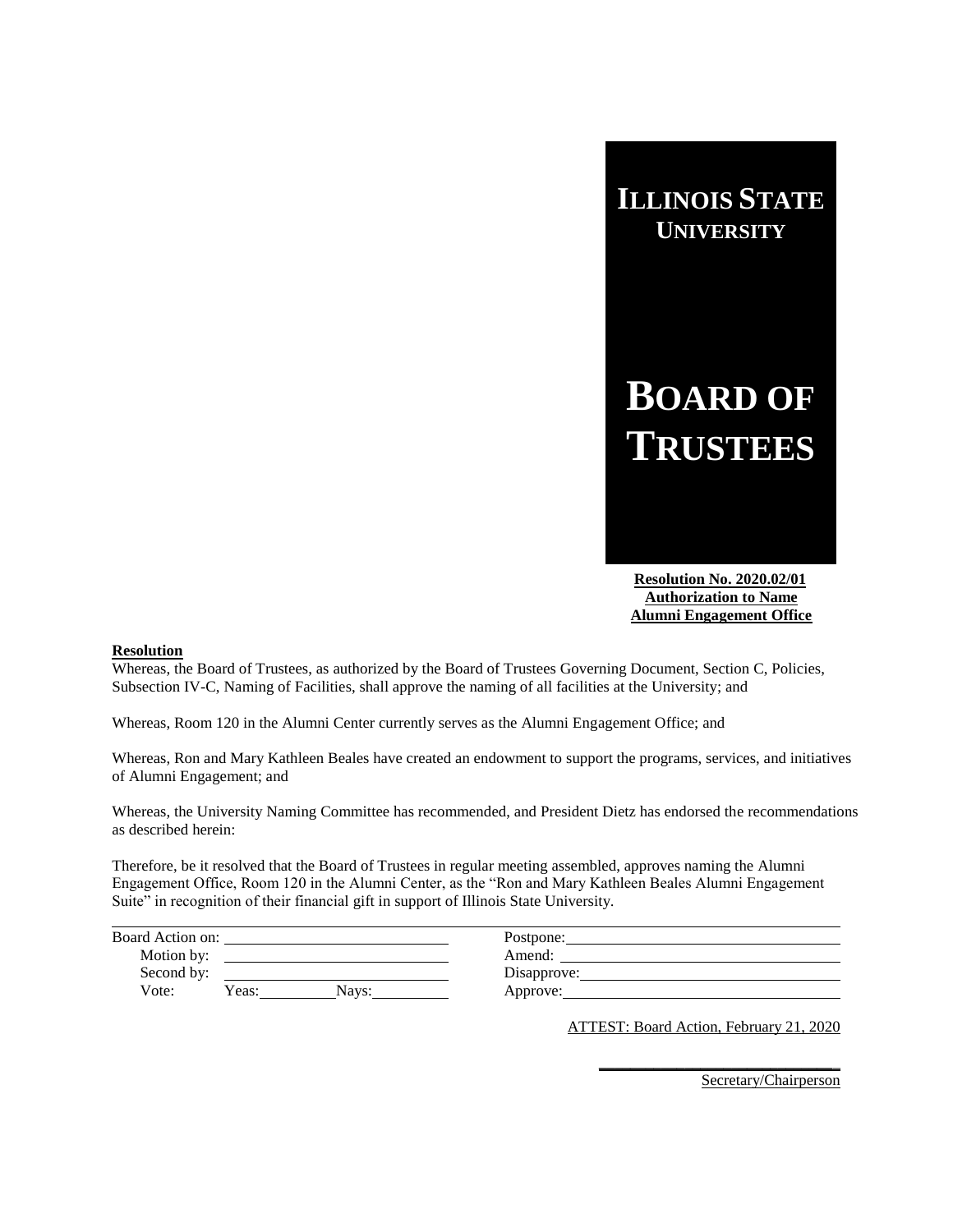# Illinois State University

# Board of Trustees

**Resolution No. 2020.02/01**
**Authorization to Name**
**Alumni Engagement Office**

**Resolution**

Whereas, the Board of Trustees, as authorized by the Board of Trustees Governing Document, Section C, Policies, Subsection IV-C, Naming of Facilities, shall approve the naming of all facilities at the University; and

Whereas, Room 120 in the Alumni Center currently serves as the Alumni Engagement Office; and

Whereas, Ron and Mary Kathleen Beales have created an endowment to support the programs, services, and initiatives of Alumni Engagement; and

Whereas, the University Naming Committee has recommended, and President Dietz has endorsed the recommendations as described herein:

Therefore, be it resolved that the Board of Trustees in regular meeting assembled, approves naming the Alumni Engagement Office, Room 120 in the Alumni Center, as the "Ron and Mary Kathleen Beales Alumni Engagement Suite" in recognition of their financial gift in support of Illinois State University.

Board Action on: ______________________ Postpone: ______________________
Motion by: ______________________ Amend: ______________________
Second by: ______________________ Disapprove: ______________________
Vote: Yeas: ________ Nays: ________ Approve: ______________________

ATTEST: Board Action, February 21, 2020

______________________
Secretary/Chairperson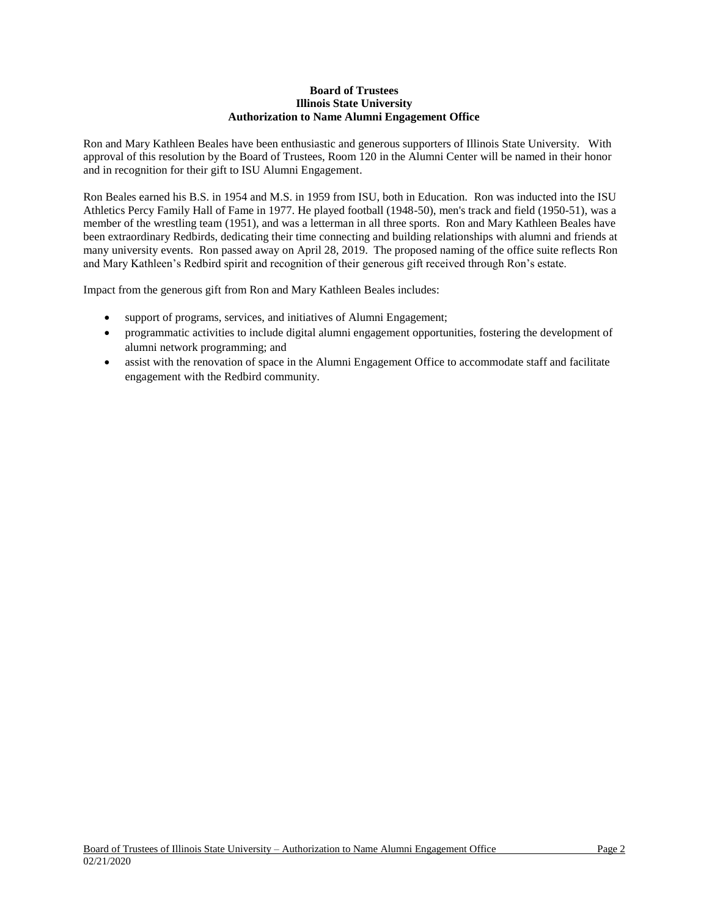**Board of Trustees**
**Illinois State University**
**Authorization to Name Alumni Engagement Office**

Ron and Mary Kathleen Beales have been enthusiastic and generous supporters of Illinois State University. With approval of this resolution by the Board of Trustees, Room 120 in the Alumni Center will be named in their honor and in recognition for their gift to ISU Alumni Engagement.

Ron Beales earned his B.S. in 1954 and M.S. in 1959 from ISU, both in Education. Ron was inducted into the ISU Athletics Percy Family Hall of Fame in 1977. He played football (1948-50), men's track and field (1950-51), was a member of the wrestling team (1951), and was a letterman in all three sports. Ron and Mary Kathleen Beales have been extraordinary Redbirds, dedicating their time connecting and building relationships with alumni and friends at many university events. Ron passed away on April 28, 2019. The proposed naming of the office suite reflects Ron and Mary Kathleen's Redbird spirit and recognition of their generous gift received through Ron's estate.

Impact from the generous gift from Ron and Mary Kathleen Beales includes:

- support of programs, services, and initiatives of Alumni Engagement;
- programmatic activities to include digital alumni engagement opportunities, fostering the development of alumni network programming; and
- assist with the renovation of space in the Alumni Engagement Office to accommodate staff and facilitate engagement with the Redbird community.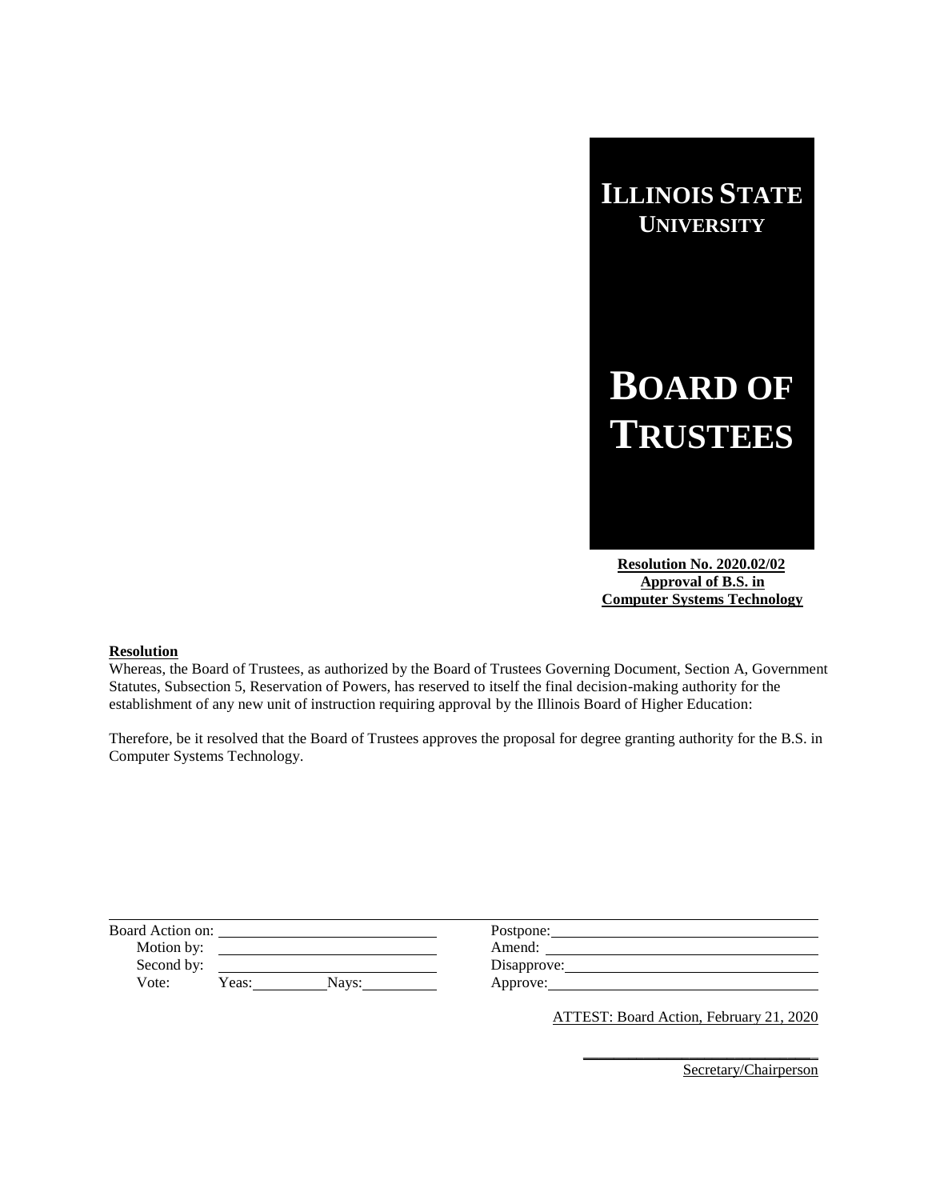**ILLINOIS STATE UNIVERSITY**

# BOARD OF TRUSTEES

**Resolution No. 2020.02/02**
**Approval of B.S. in Computer Systems Technology**

**Resolution**

Whereas, the Board of Trustees, as authorized by the Board of Trustees Governing Document, Section A, Government Statutes, Subsection 5, Reservation of Powers, has reserved to itself the final decision-making authority for the establishment of any new unit of instruction requiring approval by the Illinois Board of Higher Education:

Therefore, be it resolved that the Board of Trustees approves the proposal for degree granting authority for the B.S. in Computer Systems Technology.

Board Action on: ____________________
Motion by: ____________________
Second by: ____________________
Vote: Yeas: __________ Nays: __________

Postpone: ____________________
Amend: ____________________
Disapprove: ____________________
Approve: ____________________

ATTEST: Board Action, February 21, 2020

____________________
Secretary/Chairperson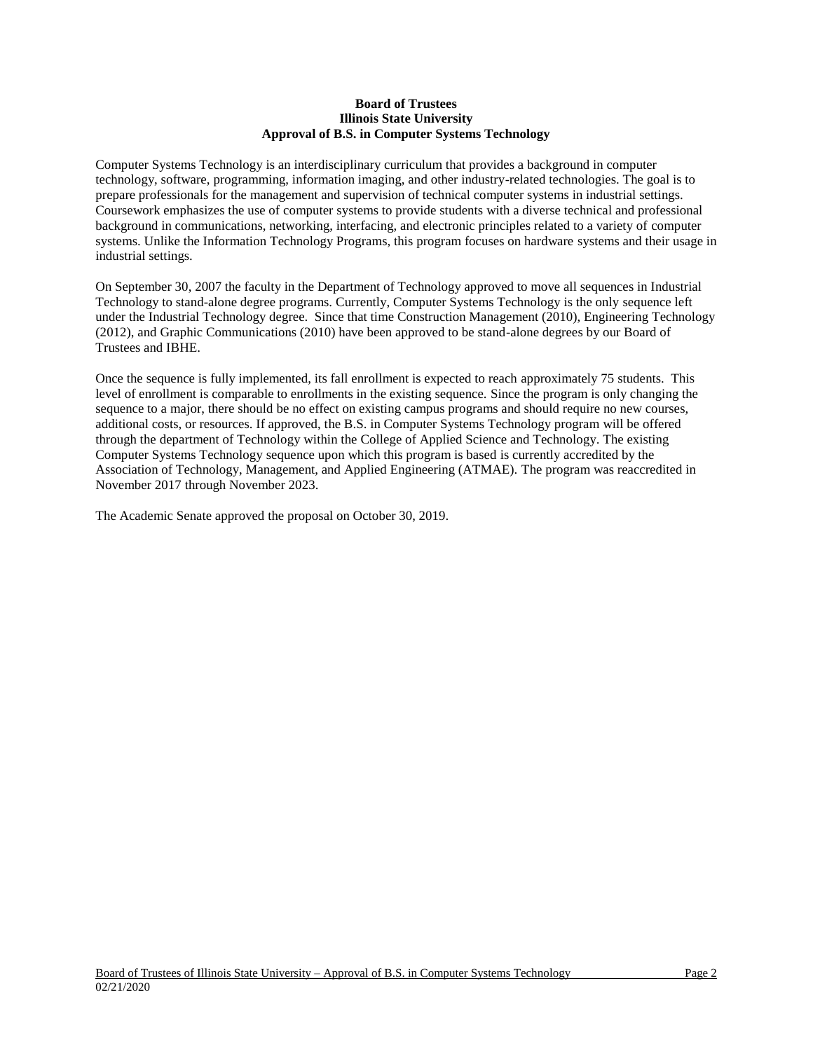**Board of Trustees**
**Illinois State University**
**Approval of B.S. in Computer Systems Technology**

Computer Systems Technology is an interdisciplinary curriculum that provides a background in computer technology, software, programming, information imaging, and other industry-related technologies. The goal is to prepare professionals for the management and supervision of technical computer systems in industrial settings. Coursework emphasizes the use of computer systems to provide students with a diverse technical and professional background in communications, networking, interfacing, and electronic principles related to a variety of computer systems. Unlike the Information Technology Programs, this program focuses on hardware systems and their usage in industrial settings.

On September 30, 2007 the faculty in the Department of Technology approved to move all sequences in Industrial Technology to stand-alone degree programs. Currently, Computer Systems Technology is the only sequence left under the Industrial Technology degree. Since that time Construction Management (2010), Engineering Technology (2012), and Graphic Communications (2010) have been approved to be stand-alone degrees by our Board of Trustees and IBHE.

Once the sequence is fully implemented, its fall enrollment is expected to reach approximately 75 students. This level of enrollment is comparable to enrollments in the existing sequence. Since the program is only changing the sequence to a major, there should be no effect on existing campus programs and should require no new courses, additional costs, or resources. If approved, the B.S. in Computer Systems Technology program will be offered through the department of Technology within the College of Applied Science and Technology. The existing Computer Systems Technology sequence upon which this program is based is currently accredited by the Association of Technology, Management, and Applied Engineering (ATMAE). The program was reaccredited in November 2017 through November 2023.

The Academic Senate approved the proposal on October 30, 2019.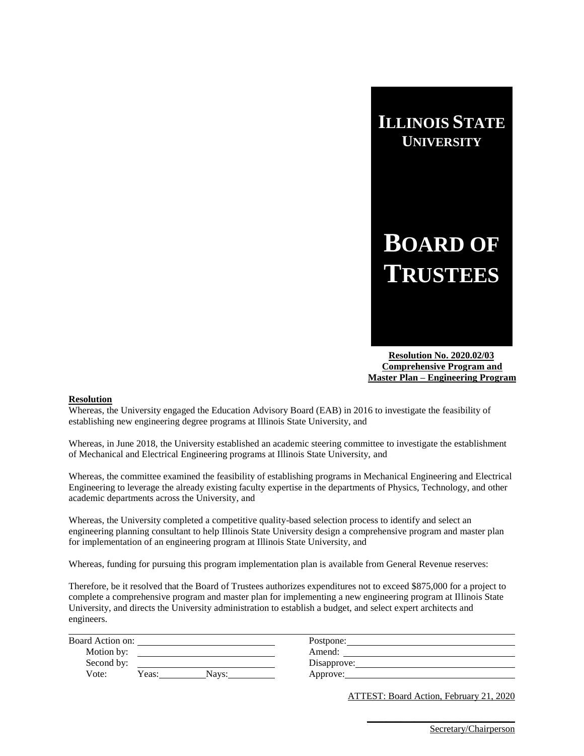**ILLINOIS STATE UNIVERSITY**

**BOARD OF TRUSTEES**

**Resolution No. 2020.02/03**
**Comprehensive Program and Master Plan – Engineering Program**

**Resolution**

Whereas, the University engaged the Education Advisory Board (EAB) in 2016 to investigate the feasibility of establishing new engineering degree programs at Illinois State University, and

Whereas, in June 2018, the University established an academic steering committee to investigate the establishment of Mechanical and Electrical Engineering programs at Illinois State University, and

Whereas, the committee examined the feasibility of establishing programs in Mechanical Engineering and Electrical Engineering to leverage the already existing faculty expertise in the departments of Physics, Technology, and other academic departments across the University, and

Whereas, the University completed a competitive quality-based selection process to identify and select an engineering planning consultant to help Illinois State University design a comprehensive program and master plan for implementation of an engineering program at Illinois State University, and

Whereas, funding for pursuing this program implementation plan is available from General Revenue reserves:

Therefore, be it resolved that the Board of Trustees authorizes expenditures not to exceed $875,000 for a project to complete a comprehensive program and master plan for implementing a new engineering program at Illinois State University, and directs the University administration to establish a budget, and select expert architects and engineers.

| | |
|---|---|
| Board Action on: ____________ | Postpone: ____________ |
| Motion by: ____________ | Amend: ____________ |
| Second by: ____________ | Disapprove: ____________ |
| Vote: Yeas: ______ Nays: ______ | Approve: ____________ |

ATTEST: Board Action, February 21, 2020

____________________
Secretary/Chairperson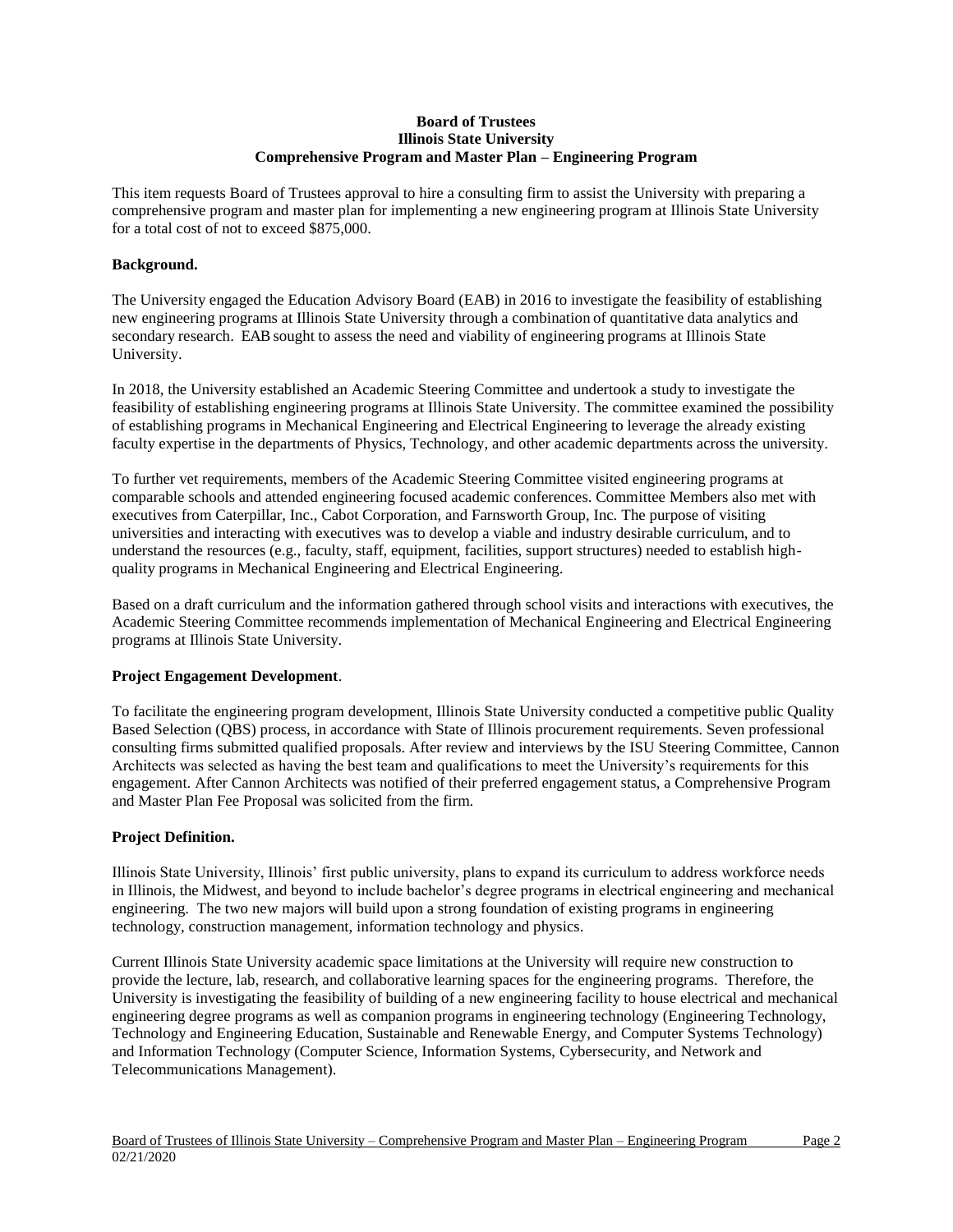**Board of Trustees**
**Illinois State University**
**Comprehensive Program and Master Plan – Engineering Program**

This item requests Board of Trustees approval to hire a consulting firm to assist the University with preparing a comprehensive program and master plan for implementing a new engineering program at Illinois State University for a total cost of not to exceed $875,000.

**Background.**

The University engaged the Education Advisory Board (EAB) in 2016 to investigate the feasibility of establishing new engineering programs at Illinois State University through a combination of quantitative data analytics and secondary research. EAB sought to assess the need and viability of engineering programs at Illinois State University.

In 2018, the University established an Academic Steering Committee and undertook a study to investigate the feasibility of establishing engineering programs at Illinois State University. The committee examined the possibility of establishing programs in Mechanical Engineering and Electrical Engineering to leverage the already existing faculty expertise in the departments of Physics, Technology, and other academic departments across the university.

To further vet requirements, members of the Academic Steering Committee visited engineering programs at comparable schools and attended engineering focused academic conferences. Committee Members also met with executives from Caterpillar, Inc., Cabot Corporation, and Farnsworth Group, Inc. The purpose of visiting universities and interacting with executives was to develop a viable and industry desirable curriculum, and to understand the resources (e.g., faculty, staff, equipment, facilities, support structures) needed to establish high-quality programs in Mechanical Engineering and Electrical Engineering.

Based on a draft curriculum and the information gathered through school visits and interactions with executives, the Academic Steering Committee recommends implementation of Mechanical Engineering and Electrical Engineering programs at Illinois State University.

**Project Engagement Development**.

To facilitate the engineering program development, Illinois State University conducted a competitive public Quality Based Selection (QBS) process, in accordance with State of Illinois procurement requirements. Seven professional consulting firms submitted qualified proposals. After review and interviews by the ISU Steering Committee, Cannon Architects was selected as having the best team and qualifications to meet the University's requirements for this engagement. After Cannon Architects was notified of their preferred engagement status, a Comprehensive Program and Master Plan Fee Proposal was solicited from the firm.

**Project Definition.**

Illinois State University, Illinois' first public university, plans to expand its curriculum to address workforce needs in Illinois, the Midwest, and beyond to include bachelor's degree programs in electrical engineering and mechanical engineering. The two new majors will build upon a strong foundation of existing programs in engineering technology, construction management, information technology and physics.

Current Illinois State University academic space limitations at the University will require new construction to provide the lecture, lab, research, and collaborative learning spaces for the engineering programs. Therefore, the University is investigating the feasibility of building of a new engineering facility to house electrical and mechanical engineering degree programs as well as companion programs in engineering technology (Engineering Technology, Technology and Engineering Education, Sustainable and Renewable Energy, and Computer Systems Technology) and Information Technology (Computer Science, Information Systems, Cybersecurity, and Network and Telecommunications Management).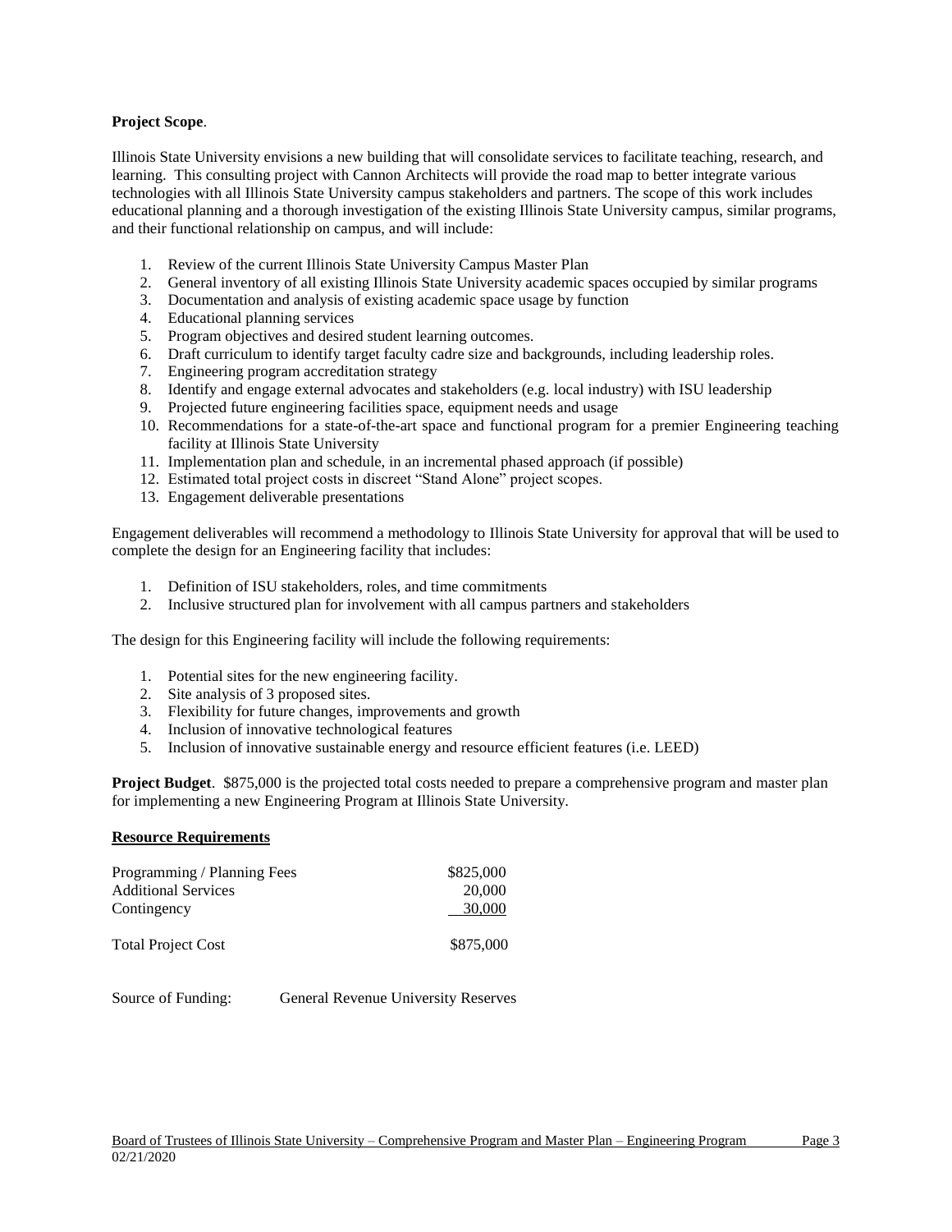**Project Scope**.

Illinois State University envisions a new building that will consolidate services to facilitate teaching, research, and learning. This consulting project with Cannon Architects will provide the road map to better integrate various technologies with all Illinois State University campus stakeholders and partners. The scope of this work includes educational planning and a thorough investigation of the existing Illinois State University campus, similar programs, and their functional relationship on campus, and will include:

1. Review of the current Illinois State University Campus Master Plan
2. General inventory of all existing Illinois State University academic spaces occupied by similar programs
3. Documentation and analysis of existing academic space usage by function
4. Educational planning services
5. Program objectives and desired student learning outcomes.
6. Draft curriculum to identify target faculty cadre size and backgrounds, including leadership roles.
7. Engineering program accreditation strategy
8. Identify and engage external advocates and stakeholders (e.g. local industry) with ISU leadership
9. Projected future engineering facilities space, equipment needs and usage
10. Recommendations for a state-of-the-art space and functional program for a premier Engineering teaching facility at Illinois State University
11. Implementation plan and schedule, in an incremental phased approach (if possible)
12. Estimated total project costs in discreet "Stand Alone" project scopes.
13. Engagement deliverable presentations

Engagement deliverables will recommend a methodology to Illinois State University for approval that will be used to complete the design for an Engineering facility that includes:

1. Definition of ISU stakeholders, roles, and time commitments
2. Inclusive structured plan for involvement with all campus partners and stakeholders

The design for this Engineering facility will include the following requirements:

1. Potential sites for the new engineering facility.
2. Site analysis of 3 proposed sites.
3. Flexibility for future changes, improvements and growth
4. Inclusion of innovative technological features
5. Inclusion of innovative sustainable energy and resource efficient features (i.e. LEED)

**Project Budget**. $875,000 is the projected total costs needed to prepare a comprehensive program and master plan for implementing a new Engineering Program at Illinois State University.

**Resource Requirements**

| | |
|---|---|
| Programming / Planning Fees | $825,000 |
| Additional Services | 20,000 |
| Contingency | 30,000 |
| Total Project Cost | $875,000 |

Source of Funding: General Revenue University Reserves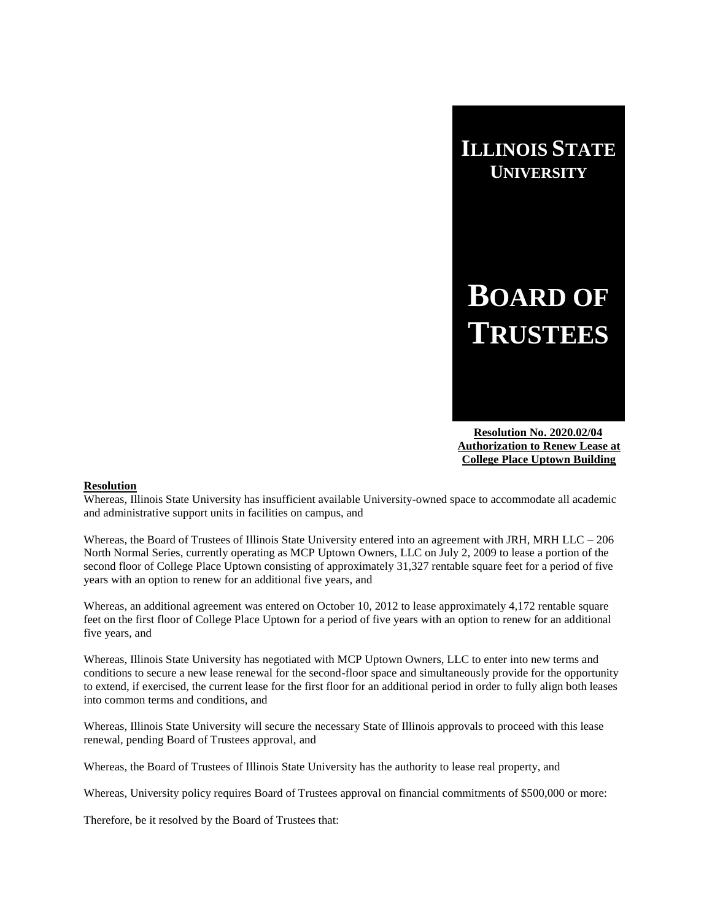# Illinois State University

# Board of Trustees

**Resolution No. 2020.02/04**
**Authorization to Renew Lease at College Place Uptown Building**

**Resolution**

Whereas, Illinois State University has insufficient available University-owned space to accommodate all academic and administrative support units in facilities on campus, and

Whereas, the Board of Trustees of Illinois State University entered into an agreement with JRH, MRH LLC – 206 North Normal Series, currently operating as MCP Uptown Owners, LLC on July 2, 2009 to lease a portion of the second floor of College Place Uptown consisting of approximately 31,327 rentable square feet for a period of five years with an option to renew for an additional five years, and

Whereas, an additional agreement was entered on October 10, 2012 to lease approximately 4,172 rentable square feet on the first floor of College Place Uptown for a period of five years with an option to renew for an additional five years, and

Whereas, Illinois State University has negotiated with MCP Uptown Owners, LLC to enter into new terms and conditions to secure a new lease renewal for the second-floor space and simultaneously provide for the opportunity to extend, if exercised, the current lease for the first floor for an additional period in order to fully align both leases into common terms and conditions, and

Whereas, Illinois State University will secure the necessary State of Illinois approvals to proceed with this lease renewal, pending Board of Trustees approval, and

Whereas, the Board of Trustees of Illinois State University has the authority to lease real property, and

Whereas, University policy requires Board of Trustees approval on financial commitments of $500,000 or more:

Therefore, be it resolved by the Board of Trustees that: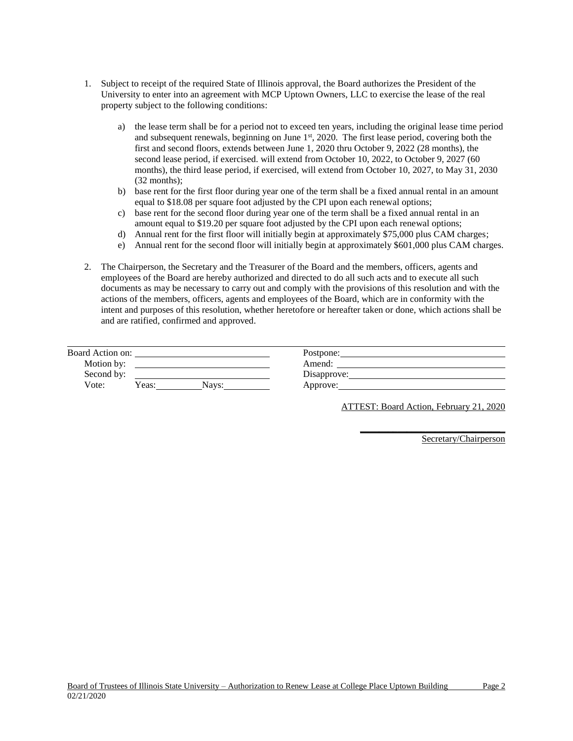1. Subject to receipt of the required State of Illinois approval, the Board authorizes the President of the University to enter into an agreement with MCP Uptown Owners, LLC to exercise the lease of the real property subject to the following conditions:

   a) the lease term shall be for a period not to exceed ten years, including the original lease time period and subsequent renewals, beginning on June 1st, 2020. The first lease period, covering both the first and second floors, extends between June 1, 2020 thru October 9, 2022 (28 months), the second lease period, if exercised. will extend from October 10, 2022, to October 9, 2027 (60 months), the third lease period, if exercised, will extend from October 10, 2027, to May 31, 2030 (32 months);
   b) base rent for the first floor during year one of the term shall be a fixed annual rental in an amount equal to $18.08 per square foot adjusted by the CPI upon each renewal options;
   c) base rent for the second floor during year one of the term shall be a fixed annual rental in an amount equal to $19.20 per square foot adjusted by the CPI upon each renewal options;
   d) Annual rent for the first floor will initially begin at approximately $75,000 plus CAM charges;
   e) Annual rent for the second floor will initially begin at approximately $601,000 plus CAM charges.

2. The Chairperson, the Secretary and the Treasurer of the Board and the members, officers, agents and employees of the Board are hereby authorized and directed to do all such acts and to execute all such documents as may be necessary to carry out and comply with the provisions of this resolution and with the actions of the members, officers, agents and employees of the Board, which are in conformity with the intent and purposes of this resolution, whether heretofore or hereafter taken or done, which actions shall be and are ratified, confirmed and approved.

| | |
|---|---|
| Board Action on: ______ | Postpone: ______ |
| Motion by: ______ | Amend: ______ |
| Second by: ______ | Disapprove: ______ |
| Vote: Yeas: ______ Nays: ______ | Approve: ______ |

ATTEST: Board Action, February 21, 2020

______________________

Secretary/Chairperson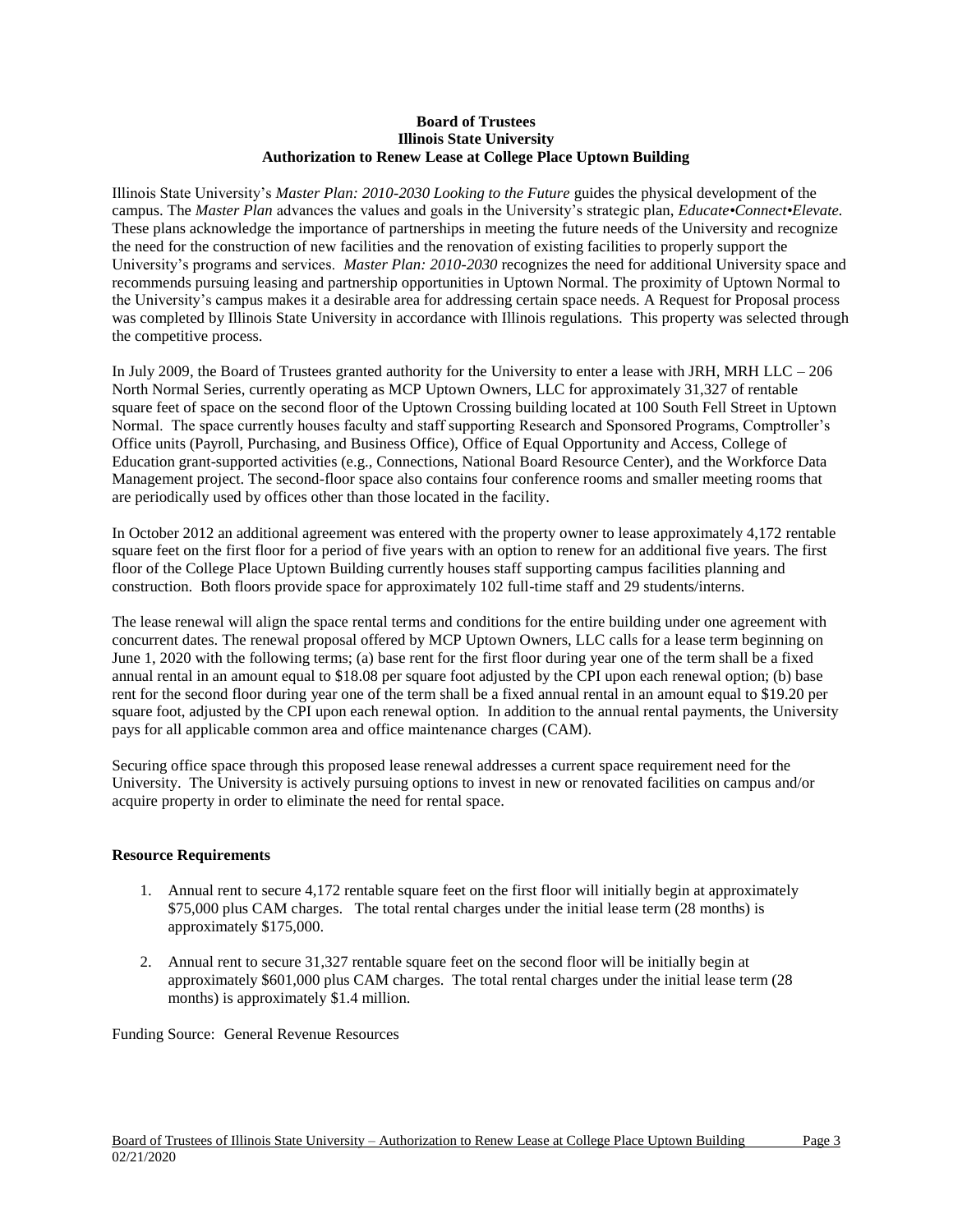**Board of Trustees**
**Illinois State University**
**Authorization to Renew Lease at College Place Uptown Building**

Illinois State University's *Master Plan: 2010-2030 Looking to the Future* guides the physical development of the campus. The *Master Plan* advances the values and goals in the University's strategic plan, *Educate•Connect•Elevate.* These plans acknowledge the importance of partnerships in meeting the future needs of the University and recognize the need for the construction of new facilities and the renovation of existing facilities to properly support the University's programs and services. *Master Plan: 2010-2030* recognizes the need for additional University space and recommends pursuing leasing and partnership opportunities in Uptown Normal. The proximity of Uptown Normal to the University's campus makes it a desirable area for addressing certain space needs. A Request for Proposal process was completed by Illinois State University in accordance with Illinois regulations. This property was selected through the competitive process.

In July 2009, the Board of Trustees granted authority for the University to enter a lease with JRH, MRH LLC – 206 North Normal Series, currently operating as MCP Uptown Owners, LLC for approximately 31,327 of rentable square feet of space on the second floor of the Uptown Crossing building located at 100 South Fell Street in Uptown Normal. The space currently houses faculty and staff supporting Research and Sponsored Programs, Comptroller's Office units (Payroll, Purchasing, and Business Office), Office of Equal Opportunity and Access, College of Education grant-supported activities (e.g., Connections, National Board Resource Center), and the Workforce Data Management project. The second-floor space also contains four conference rooms and smaller meeting rooms that are periodically used by offices other than those located in the facility.

In October 2012 an additional agreement was entered with the property owner to lease approximately 4,172 rentable square feet on the first floor for a period of five years with an option to renew for an additional five years. The first floor of the College Place Uptown Building currently houses staff supporting campus facilities planning and construction. Both floors provide space for approximately 102 full-time staff and 29 students/interns.

The lease renewal will align the space rental terms and conditions for the entire building under one agreement with concurrent dates. The renewal proposal offered by MCP Uptown Owners, LLC calls for a lease term beginning on June 1, 2020 with the following terms; (a) base rent for the first floor during year one of the term shall be a fixed annual rental in an amount equal to $18.08 per square foot adjusted by the CPI upon each renewal option; (b) base rent for the second floor during year one of the term shall be a fixed annual rental in an amount equal to $19.20 per square foot, adjusted by the CPI upon each renewal option. In addition to the annual rental payments, the University pays for all applicable common area and office maintenance charges (CAM).

Securing office space through this proposed lease renewal addresses a current space requirement need for the University. The University is actively pursuing options to invest in new or renovated facilities on campus and/or acquire property in order to eliminate the need for rental space.

**Resource Requirements**

1. Annual rent to secure 4,172 rentable square feet on the first floor will initially begin at approximately $75,000 plus CAM charges. The total rental charges under the initial lease term (28 months) is approximately $175,000.

2. Annual rent to secure 31,327 rentable square feet on the second floor will be initially begin at approximately $601,000 plus CAM charges. The total rental charges under the initial lease term (28 months) is approximately $1.4 million.

Funding Source: General Revenue Resources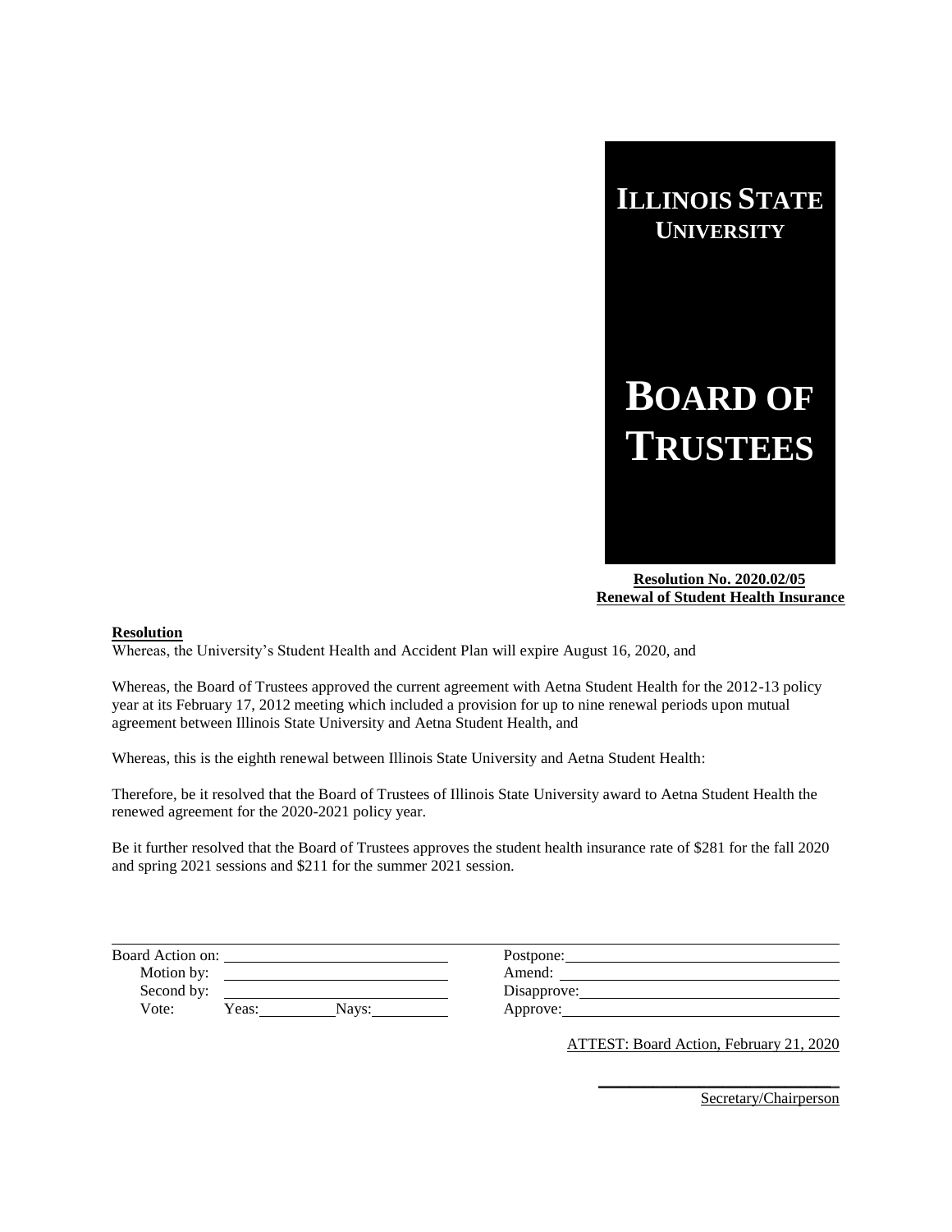# ILLINOIS STATE UNIVERSITY

# BOARD OF TRUSTEES

**Resolution No. 2020.02/05**
**Renewal of Student Health Insurance**

**Resolution**

Whereas, the University's Student Health and Accident Plan will expire August 16, 2020, and

Whereas, the Board of Trustees approved the current agreement with Aetna Student Health for the 2012-13 policy year at its February 17, 2012 meeting which included a provision for up to nine renewal periods upon mutual agreement between Illinois State University and Aetna Student Health, and

Whereas, this is the eighth renewal between Illinois State University and Aetna Student Health:

Therefore, be it resolved that the Board of Trustees of Illinois State University award to Aetna Student Health the renewed agreement for the 2020-2021 policy year.

Be it further resolved that the Board of Trustees approves the student health insurance rate of $281 for the fall 2020 and spring 2021 sessions and $211 for the summer 2021 session.

| | |
|---|---|
| Board Action on: ______________ | Postpone: ______________ |
| Motion by: ______________ | Amend: ______________ |
| Second by: ______________ | Disapprove: ______________ |
| Vote: Yeas: ________ Nays: ________ | Approve: ______________ |

ATTEST: Board Action, February 21, 2020

______________________________
Secretary/Chairperson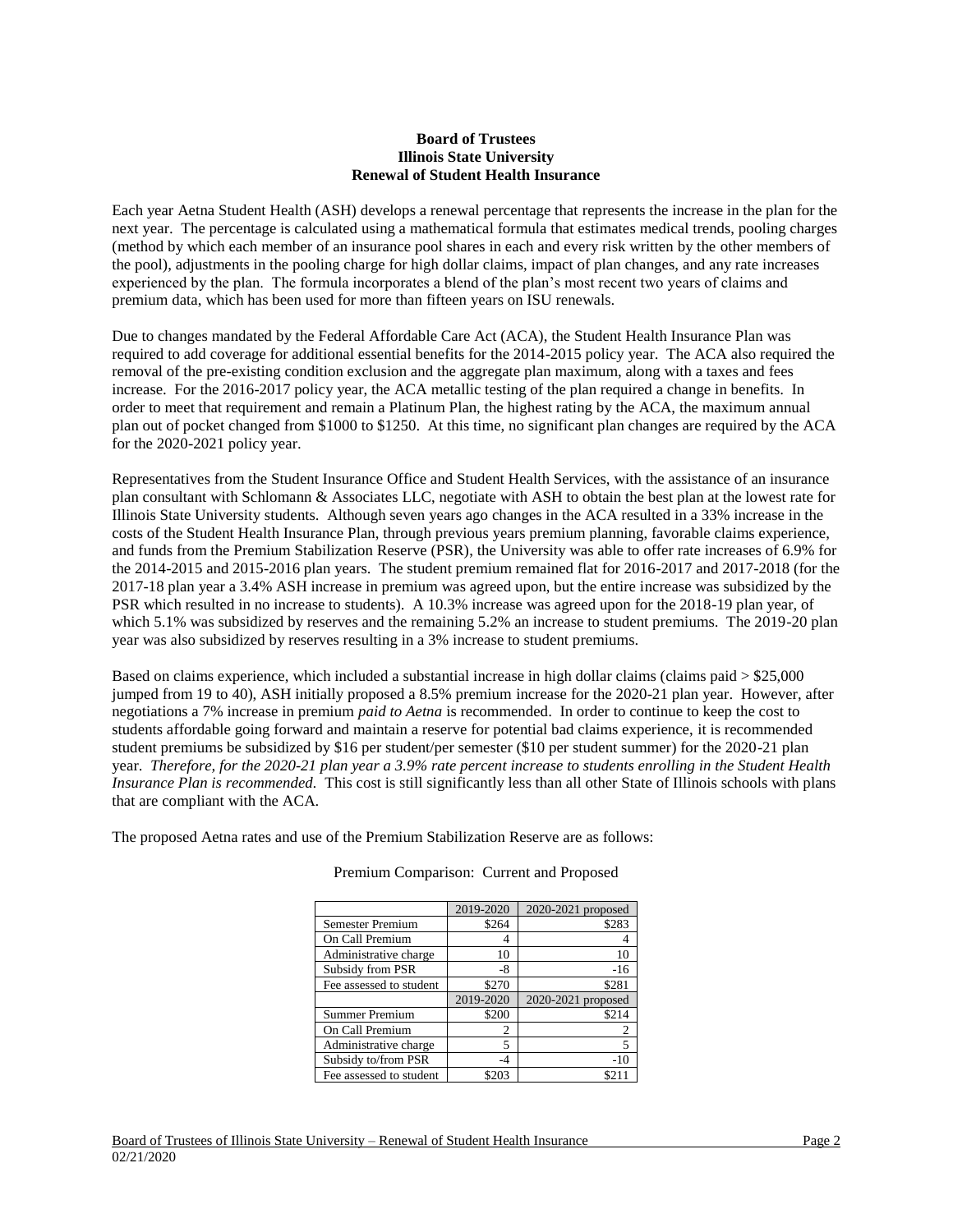**Board of Trustees**
**Illinois State University**
**Renewal of Student Health Insurance**

Each year Aetna Student Health (ASH) develops a renewal percentage that represents the increase in the plan for the next year. The percentage is calculated using a mathematical formula that estimates medical trends, pooling charges (method by which each member of an insurance pool shares in each and every risk written by the other members of the pool), adjustments in the pooling charge for high dollar claims, impact of plan changes, and any rate increases experienced by the plan. The formula incorporates a blend of the plan's most recent two years of claims and premium data, which has been used for more than fifteen years on ISU renewals.

Due to changes mandated by the Federal Affordable Care Act (ACA), the Student Health Insurance Plan was required to add coverage for additional essential benefits for the 2014-2015 policy year. The ACA also required the removal of the pre-existing condition exclusion and the aggregate plan maximum, along with a taxes and fees increase. For the 2016-2017 policy year, the ACA metallic testing of the plan required a change in benefits. In order to meet that requirement and remain a Platinum Plan, the highest rating by the ACA, the maximum annual plan out of pocket changed from $1000 to $1250. At this time, no significant plan changes are required by the ACA for the 2020-2021 policy year.

Representatives from the Student Insurance Office and Student Health Services, with the assistance of an insurance plan consultant with Schlomann & Associates LLC, negotiate with ASH to obtain the best plan at the lowest rate for Illinois State University students. Although seven years ago changes in the ACA resulted in a 33% increase in the costs of the Student Health Insurance Plan, through previous years premium planning, favorable claims experience, and funds from the Premium Stabilization Reserve (PSR), the University was able to offer rate increases of 6.9% for the 2014-2015 and 2015-2016 plan years. The student premium remained flat for 2016-2017 and 2017-2018 (for the 2017-18 plan year a 3.4% ASH increase in premium was agreed upon, but the entire increase was subsidized by the PSR which resulted in no increase to students). A 10.3% increase was agreed upon for the 2018-19 plan year, of which 5.1% was subsidized by reserves and the remaining 5.2% an increase to student premiums. The 2019-20 plan year was also subsidized by reserves resulting in a 3% increase to student premiums.

Based on claims experience, which included a substantial increase in high dollar claims (claims paid > $25,000 jumped from 19 to 40), ASH initially proposed a 8.5% premium increase for the 2020-21 plan year. However, after negotiations a 7% increase in premium *paid to Aetna* is recommended. In order to continue to keep the cost to students affordable going forward and maintain a reserve for potential bad claims experience, it is recommended student premiums be subsidized by $16 per student/per semester ($10 per student summer) for the 2020-21 plan year. *Therefore, for the 2020-21 plan year a 3.9% rate percent increase to students enrolling in the Student Health Insurance Plan is recommended.* This cost is still significantly less than all other State of Illinois schools with plans that are compliant with the ACA.

The proposed Aetna rates and use of the Premium Stabilization Reserve are as follows:

Premium Comparison: Current and Proposed

| | 2019-2020 | 2020-2021 proposed |
|---|---|---|
| Semester Premium | $264 | $283 |
| On Call Premium | 4 | 4 |
| Administrative charge | 10 | 10 |
| Subsidy from PSR | -8 | -16 |
| Fee assessed to student | $270 | $281 |
| | 2019-2020 | 2020-2021 proposed |
| Summer Premium | $200 | $214 |
| On Call Premium | 2 | 2 |
| Administrative charge | 5 | 5 |
| Subsidy to/from PSR | -4 | -10 |
| Fee assessed to student | $203 | $211 |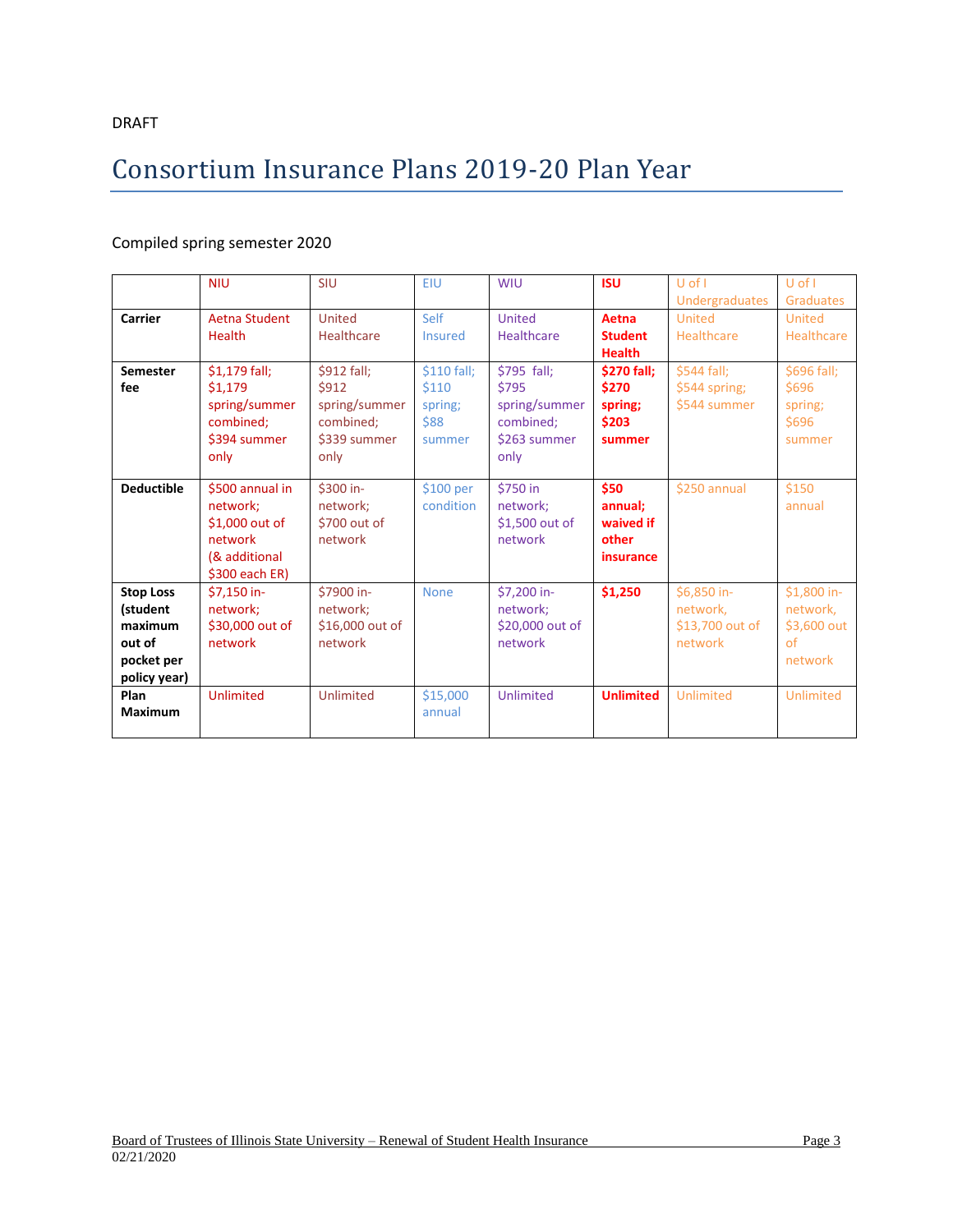DRAFT

# Consortium Insurance Plans 2019-20 Plan Year

Compiled spring semester 2020

| | NIU | SIU | EIU | WIU | **ISU** | U of I Undergraduates | U of I Graduates |
|---|---|---|---|---|---|---|---|
| **Carrier** | Aetna Student Health | United Healthcare | Self Insured | United Healthcare | **Aetna Student Health** | United Healthcare | United Healthcare |
| **Semester fee** | $1,179 fall; $1,179 spring/summer combined; $394 summer only | $912 fall; $912 spring/summer combined; $339 summer only | $110 fall; $110 spring; $88 summer | $795 fall; $795 spring/summer combined; $263 summer only | **$270 fall; $270 spring; $203 summer** | $544 fall; $544 spring; $544 summer | $696 fall; $696 spring; $696 summer |
| **Deductible** | $500 annual in network; $1,000 out of network (& additional $300 each ER) | $300 in-network; $700 out of network | $100 per condition | $750 in network; $1,500 out of network | **$50 annual; waived if other insurance** | $250 annual | $150 annual |
| **Stop Loss (student maximum out of pocket per policy year)** | $7,150 in-network; $30,000 out of network | $7900 in-network; $16,000 out of network | None | $7,200 in-network; $20,000 out of network | **$1,250** | $6,850 in-network, $13,700 out of network | $1,800 in-network, $3,600 out of network |
| **Plan Maximum** | Unlimited | Unlimited | $15,000 annual | Unlimited | **Unlimited** | Unlimited | Unlimited |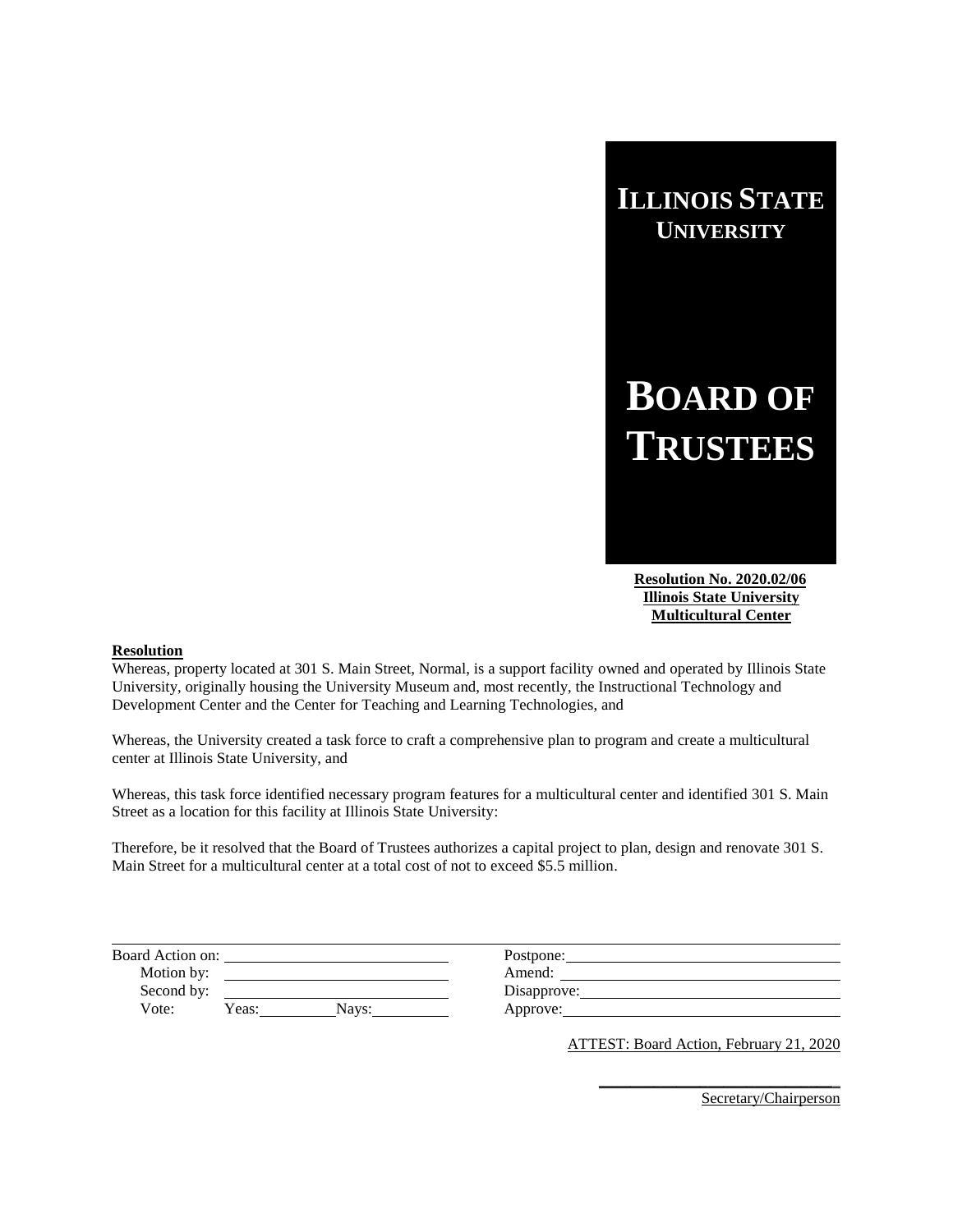# ILLINOIS STATE UNIVERSITY

# BOARD OF TRUSTEES

**Resolution No. 2020.02/06**
**Illinois State University**
**Multicultural Center**

**Resolution**

Whereas, property located at 301 S. Main Street, Normal, is a support facility owned and operated by Illinois State University, originally housing the University Museum and, most recently, the Instructional Technology and Development Center and the Center for Teaching and Learning Technologies, and

Whereas, the University created a task force to craft a comprehensive plan to program and create a multicultural center at Illinois State University, and

Whereas, this task force identified necessary program features for a multicultural center and identified 301 S. Main Street as a location for this facility at Illinois State University:

Therefore, be it resolved that the Board of Trustees authorizes a capital project to plan, design and renovate 301 S. Main Street for a multicultural center at a total cost of not to exceed $5.5 million.

Board Action on: ____________________

Motion by: ____________________

Second by: ____________________

Vote: Yeas: ________ Nays: ________

Postpone: ____________________

Amend: ____________________

Disapprove: ____________________

Approve: ____________________

ATTEST: Board Action, February 21, 2020

____________________

Secretary/Chairperson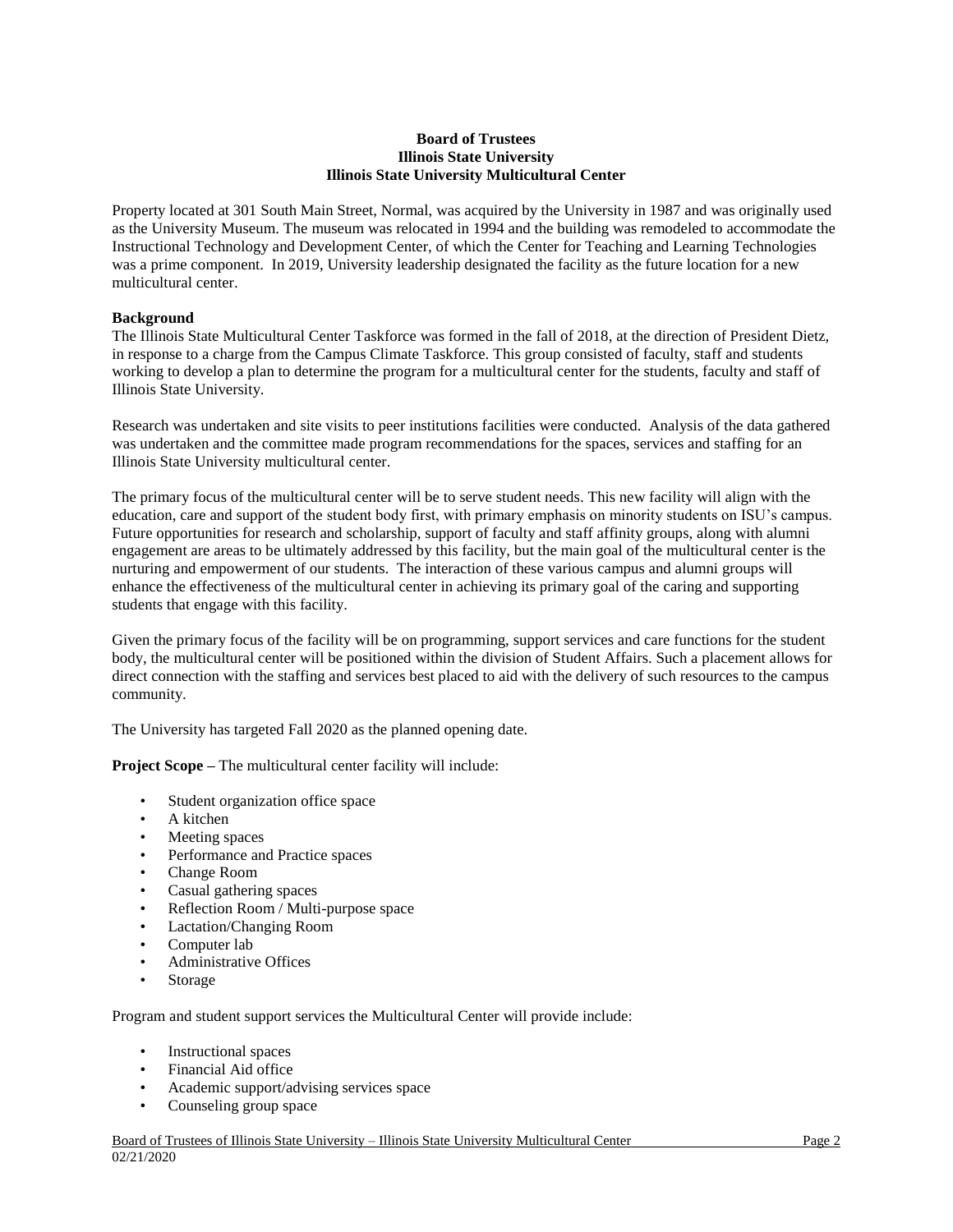**Board of Trustees**
**Illinois State University**
**Illinois State University Multicultural Center**

Property located at 301 South Main Street, Normal, was acquired by the University in 1987 and was originally used as the University Museum. The museum was relocated in 1994 and the building was remodeled to accommodate the Instructional Technology and Development Center, of which the Center for Teaching and Learning Technologies was a prime component. In 2019, University leadership designated the facility as the future location for a new multicultural center.

**Background**

The Illinois State Multicultural Center Taskforce was formed in the fall of 2018, at the direction of President Dietz, in response to a charge from the Campus Climate Taskforce. This group consisted of faculty, staff and students working to develop a plan to determine the program for a multicultural center for the students, faculty and staff of Illinois State University.

Research was undertaken and site visits to peer institutions facilities were conducted. Analysis of the data gathered was undertaken and the committee made program recommendations for the spaces, services and staffing for an Illinois State University multicultural center.

The primary focus of the multicultural center will be to serve student needs. This new facility will align with the education, care and support of the student body first, with primary emphasis on minority students on ISU's campus. Future opportunities for research and scholarship, support of faculty and staff affinity groups, along with alumni engagement are areas to be ultimately addressed by this facility, but the main goal of the multicultural center is the nurturing and empowerment of our students. The interaction of these various campus and alumni groups will enhance the effectiveness of the multicultural center in achieving its primary goal of the caring and supporting students that engage with this facility.

Given the primary focus of the facility will be on programming, support services and care functions for the student body, the multicultural center will be positioned within the division of Student Affairs. Such a placement allows for direct connection with the staffing and services best placed to aid with the delivery of such resources to the campus community.

The University has targeted Fall 2020 as the planned opening date.

**Project Scope –** The multicultural center facility will include:

- Student organization office space
- A kitchen
- Meeting spaces
- Performance and Practice spaces
- Change Room
- Casual gathering spaces
- Reflection Room / Multi-purpose space
- Lactation/Changing Room
- Computer lab
- Administrative Offices
- Storage

Program and student support services the Multicultural Center will provide include:

- Instructional spaces
- Financial Aid office
- Academic support/advising services space
- Counseling group space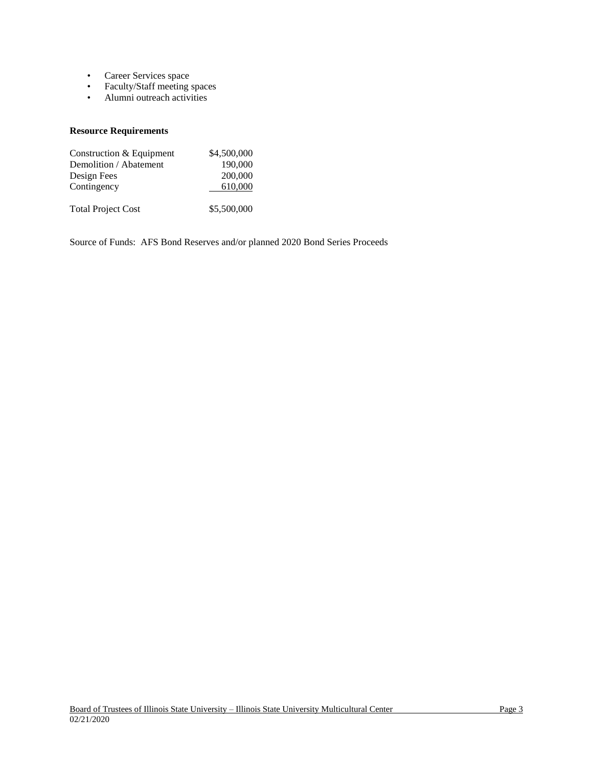- Career Services space
- Faculty/Staff meeting spaces
- Alumni outreach activities

**Resource Requirements**

| | |
|---|---|
| Construction & Equipment | $4,500,000 |
| Demolition / Abatement | 190,000 |
| Design Fees | 200,000 |
| Contingency | 610,000 |
| Total Project Cost | $5,500,000 |

Source of Funds: AFS Bond Reserves and/or planned 2020 Bond Series Proceeds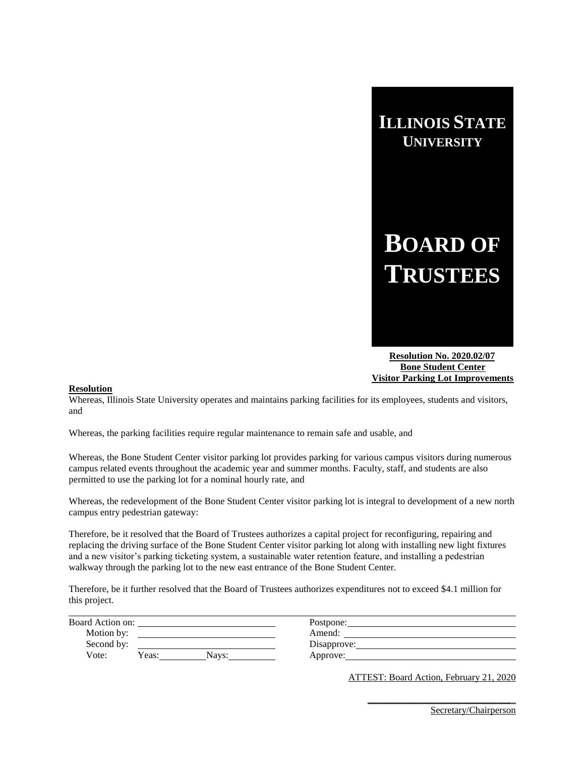# ILLINOIS STATE UNIVERSITY

# BOARD OF TRUSTEES

**Resolution No. 2020.02/07**
**Bone Student Center**
**Visitor Parking Lot Improvements**

**Resolution**

Whereas, Illinois State University operates and maintains parking facilities for its employees, students and visitors, and

Whereas, the parking facilities require regular maintenance to remain safe and usable, and

Whereas, the Bone Student Center visitor parking lot provides parking for various campus visitors during numerous campus related events throughout the academic year and summer months. Faculty, staff, and students are also permitted to use the parking lot for a nominal hourly rate, and

Whereas, the redevelopment of the Bone Student Center visitor parking lot is integral to development of a new north campus entry pedestrian gateway:

Therefore, be it resolved that the Board of Trustees authorizes a capital project for reconfiguring, repairing and replacing the driving surface of the Bone Student Center visitor parking lot along with installing new light fixtures and a new visitor's parking ticketing system, a sustainable water retention feature, and installing a pedestrian walkway through the parking lot to the new east entrance of the Bone Student Center.

Therefore, be it further resolved that the Board of Trustees authorizes expenditures not to exceed $4.1 million for this project.

| | |
|---|---|
| Board Action on: ______________ | Postpone: ______________ |
| Motion by: ______________ | Amend: ______________ |
| Second by: ______________ | Disapprove: ______________ |
| Vote: Yeas: ________ Nays: ________ | Approve: ______________ |

ATTEST: Board Action, February 21, 2020

______________________________
Secretary/Chairperson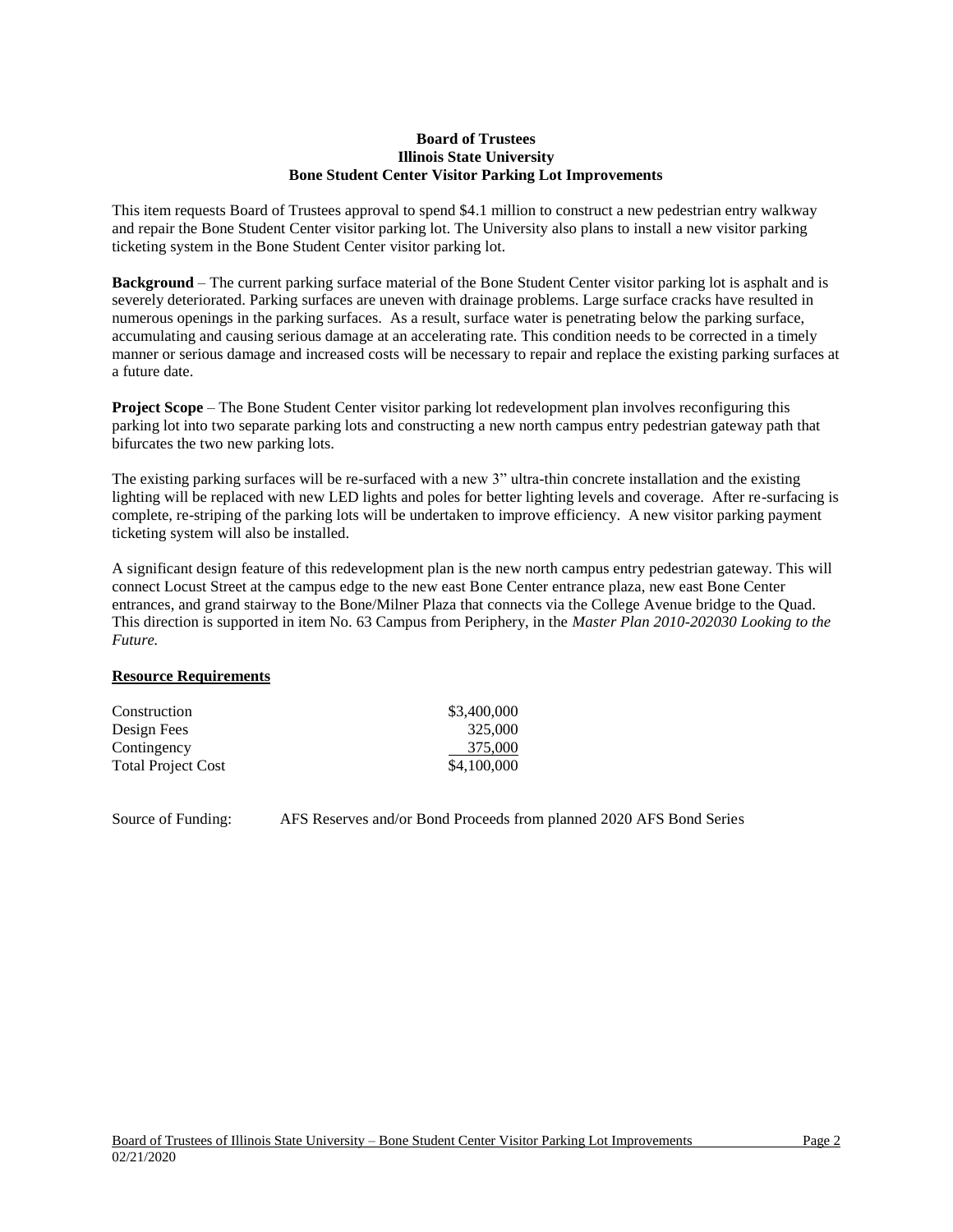**Board of Trustees**
**Illinois State University**
**Bone Student Center Visitor Parking Lot Improvements**

This item requests Board of Trustees approval to spend $4.1 million to construct a new pedestrian entry walkway and repair the Bone Student Center visitor parking lot. The University also plans to install a new visitor parking ticketing system in the Bone Student Center visitor parking lot.

**Background** – The current parking surface material of the Bone Student Center visitor parking lot is asphalt and is severely deteriorated. Parking surfaces are uneven with drainage problems. Large surface cracks have resulted in numerous openings in the parking surfaces. As a result, surface water is penetrating below the parking surface, accumulating and causing serious damage at an accelerating rate. This condition needs to be corrected in a timely manner or serious damage and increased costs will be necessary to repair and replace the existing parking surfaces at a future date.

**Project Scope** – The Bone Student Center visitor parking lot redevelopment plan involves reconfiguring this parking lot into two separate parking lots and constructing a new north campus entry pedestrian gateway path that bifurcates the two new parking lots.

The existing parking surfaces will be re-surfaced with a new 3" ultra-thin concrete installation and the existing lighting will be replaced with new LED lights and poles for better lighting levels and coverage. After re-surfacing is complete, re-striping of the parking lots will be undertaken to improve efficiency. A new visitor parking payment ticketing system will also be installed.

A significant design feature of this redevelopment plan is the new north campus entry pedestrian gateway. This will connect Locust Street at the campus edge to the new east Bone Center entrance plaza, new east Bone Center entrances, and grand stairway to the Bone/Milner Plaza that connects via the College Avenue bridge to the Quad. This direction is supported in item No. 63 Campus from Periphery, in the *Master Plan 2010-202030 Looking to the Future.*

**Resource Requirements**

| | |
|---|---:|
| Construction | $3,400,000 |
| Design Fees | 325,000 |
| Contingency | 375,000 |
| Total Project Cost | $4,100,000 |

Source of Funding: AFS Reserves and/or Bond Proceeds from planned 2020 AFS Bond Series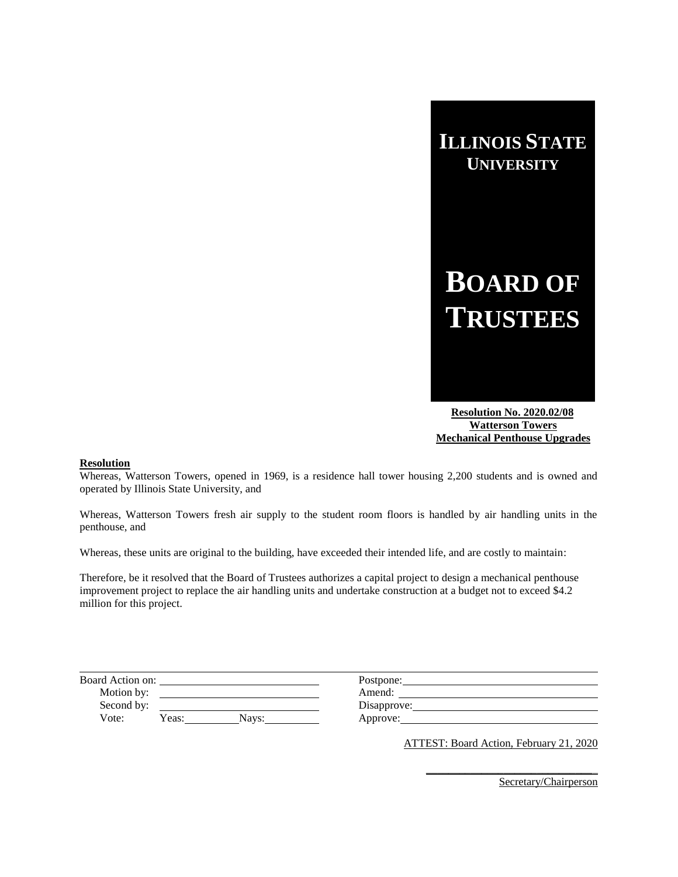# ILLINOIS STATE UNIVERSITY

# BOARD OF TRUSTEES

**Resolution No. 2020.02/08**
**Watterson Towers**
**Mechanical Penthouse Upgrades**

**Resolution**

Whereas, Watterson Towers, opened in 1969, is a residence hall tower housing 2,200 students and is owned and operated by Illinois State University, and

Whereas, Watterson Towers fresh air supply to the student room floors is handled by air handling units in the penthouse, and

Whereas, these units are original to the building, have exceeded their intended life, and are costly to maintain:

Therefore, be it resolved that the Board of Trustees authorizes a capital project to design a mechanical penthouse improvement project to replace the air handling units and undertake construction at a budget not to exceed $4.2 million for this project.

| | |
|---|---|
| Board Action on: ______ | Postpone: ______ |
| Motion by: ______ | Amend: ______ |
| Second by: ______ | Disapprove: ______ |
| Vote: Yeas: ______ Nays: ______ | Approve: ______ |

ATTEST: Board Action, February 21, 2020

______________________________
Secretary/Chairperson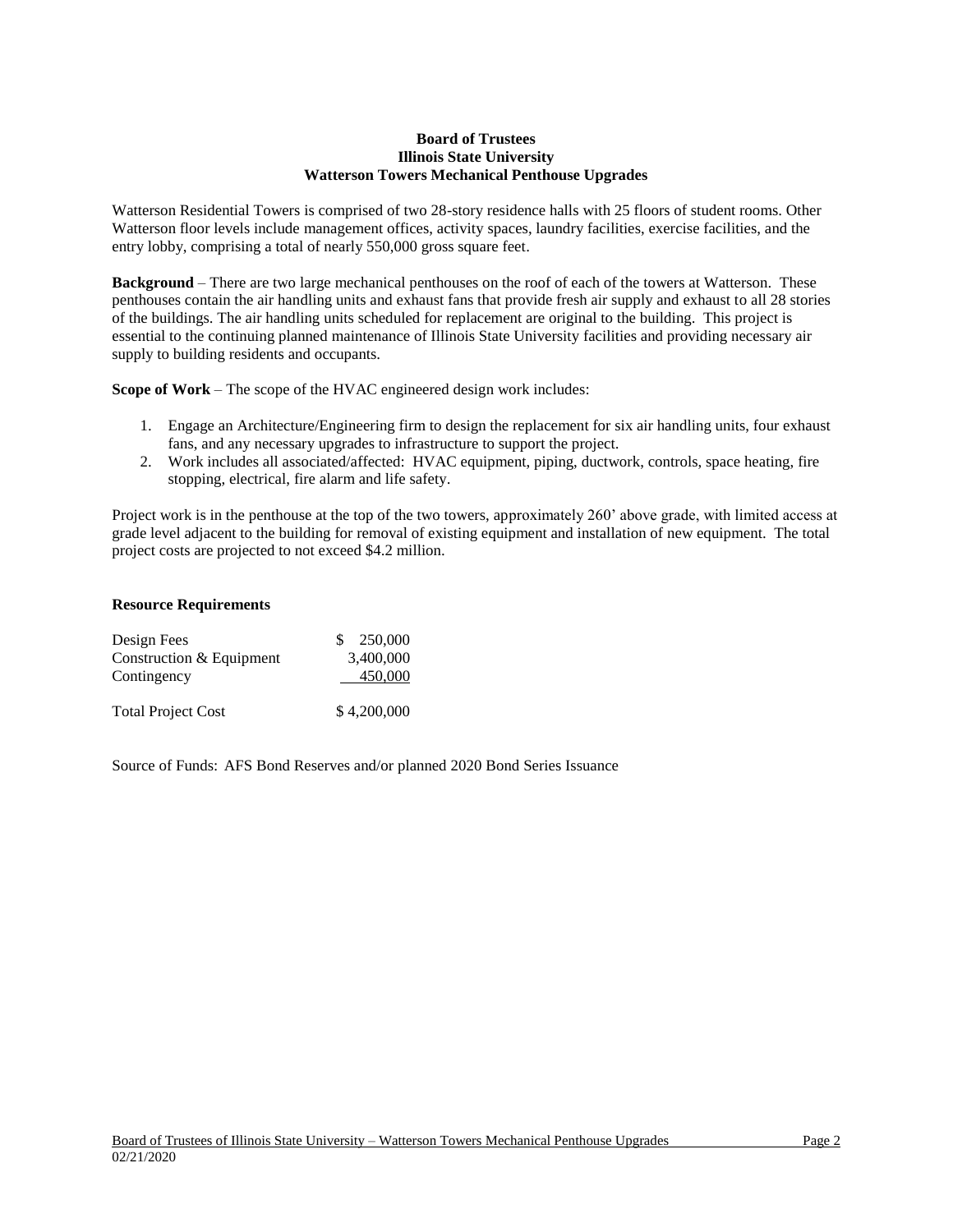**Board of Trustees**
**Illinois State University**
**Watterson Towers Mechanical Penthouse Upgrades**

Watterson Residential Towers is comprised of two 28-story residence halls with 25 floors of student rooms. Other Watterson floor levels include management offices, activity spaces, laundry facilities, exercise facilities, and the entry lobby, comprising a total of nearly 550,000 gross square feet.

**Background** – There are two large mechanical penthouses on the roof of each of the towers at Watterson. These penthouses contain the air handling units and exhaust fans that provide fresh air supply and exhaust to all 28 stories of the buildings. The air handling units scheduled for replacement are original to the building. This project is essential to the continuing planned maintenance of Illinois State University facilities and providing necessary air supply to building residents and occupants.

**Scope of Work** – The scope of the HVAC engineered design work includes:

1. Engage an Architecture/Engineering firm to design the replacement for six air handling units, four exhaust fans, and any necessary upgrades to infrastructure to support the project.
2. Work includes all associated/affected: HVAC equipment, piping, ductwork, controls, space heating, fire stopping, electrical, fire alarm and life safety.

Project work is in the penthouse at the top of the two towers, approximately 260' above grade, with limited access at grade level adjacent to the building for removal of existing equipment and installation of new equipment. The total project costs are projected to not exceed $4.2 million.

**Resource Requirements**

| | |
|---|---|
| Design Fees | $ 250,000 |
| Construction & Equipment | 3,400,000 |
| Contingency | 450,000 |
| Total Project Cost | $ 4,200,000 |

Source of Funds: AFS Bond Reserves and/or planned 2020 Bond Series Issuance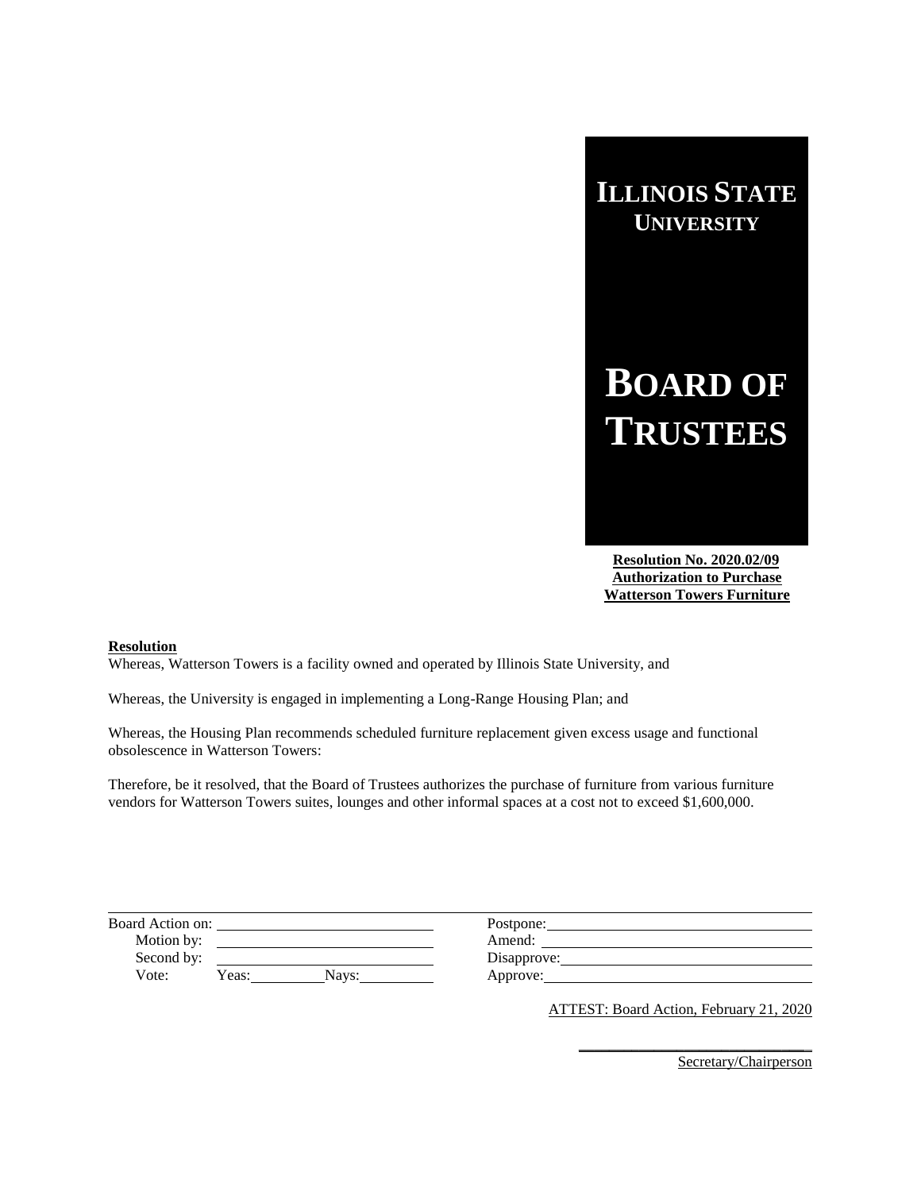# ILLINOIS STATE UNIVERSITY

# BOARD OF TRUSTEES

**Resolution No. 2020.02/09**
**Authorization to Purchase**
**Watterson Towers Furniture**

**Resolution**

Whereas, Watterson Towers is a facility owned and operated by Illinois State University, and

Whereas, the University is engaged in implementing a Long-Range Housing Plan; and

Whereas, the Housing Plan recommends scheduled furniture replacement given excess usage and functional obsolescence in Watterson Towers:

Therefore, be it resolved, that the Board of Trustees authorizes the purchase of furniture from various furniture vendors for Watterson Towers suites, lounges and other informal spaces at a cost not to exceed $1,600,000.

| | |
|---|---|
| Board Action on: ____________ | Postpone: ____________ |
| Motion by: ____________ | Amend: ____________ |
| Second by: ____________ | Disapprove: ____________ |
| Vote: Yeas: ______ Nays: ______ | Approve: ____________ |

ATTEST: Board Action, February 21, 2020

____________________________
Secretary/Chairperson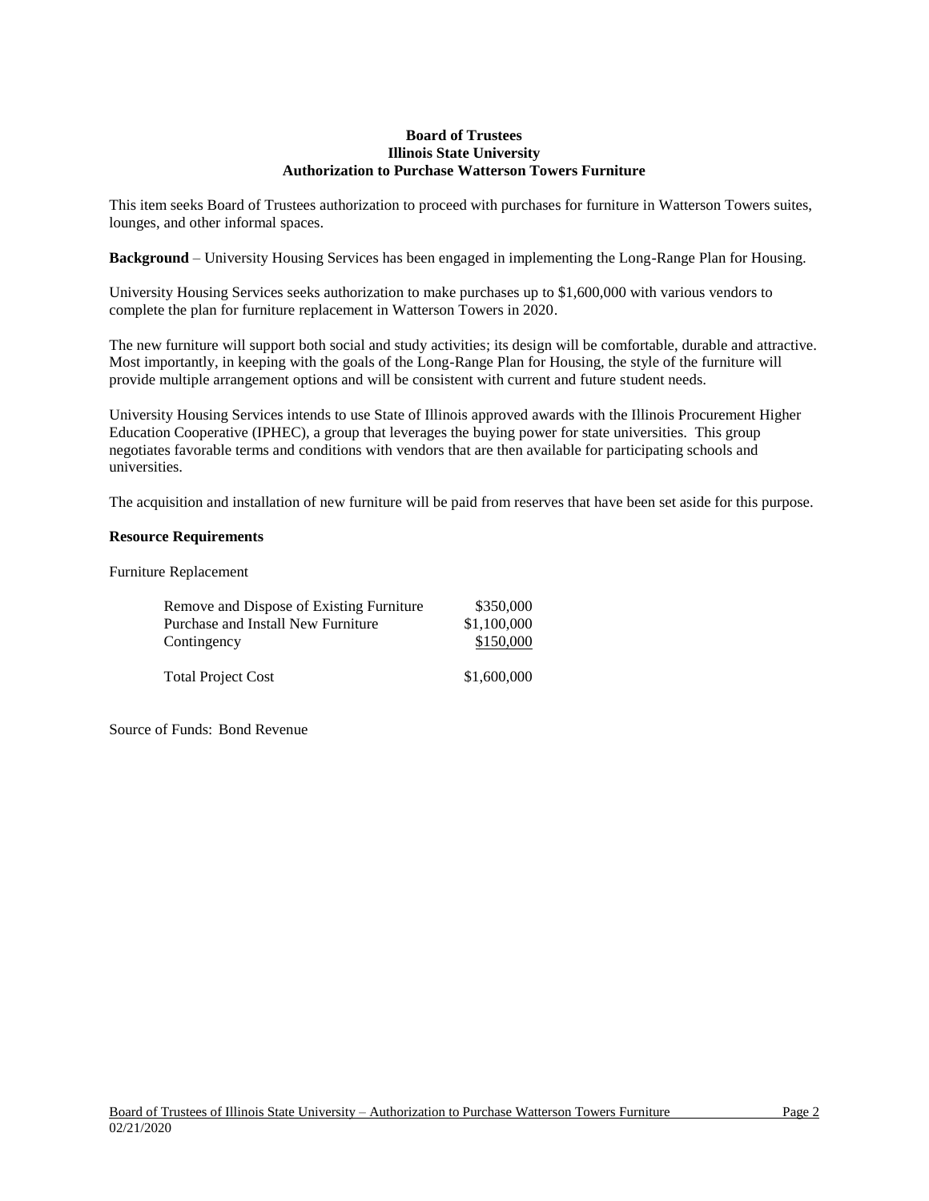**Board of Trustees**
**Illinois State University**
**Authorization to Purchase Watterson Towers Furniture**

This item seeks Board of Trustees authorization to proceed with purchases for furniture in Watterson Towers suites, lounges, and other informal spaces.

**Background** – University Housing Services has been engaged in implementing the Long-Range Plan for Housing.

University Housing Services seeks authorization to make purchases up to $1,600,000 with various vendors to complete the plan for furniture replacement in Watterson Towers in 2020.

The new furniture will support both social and study activities; its design will be comfortable, durable and attractive. Most importantly, in keeping with the goals of the Long-Range Plan for Housing, the style of the furniture will provide multiple arrangement options and will be consistent with current and future student needs.

University Housing Services intends to use State of Illinois approved awards with the Illinois Procurement Higher Education Cooperative (IPHEC), a group that leverages the buying power for state universities. This group negotiates favorable terms and conditions with vendors that are then available for participating schools and universities.

The acquisition and installation of new furniture will be paid from reserves that have been set aside for this purpose.

**Resource Requirements**

Furniture Replacement

| | |
|---|---|
| Remove and Dispose of Existing Furniture | $350,000 |
| Purchase and Install New Furniture | $1,100,000 |
| Contingency | $150,000 |
| Total Project Cost | $1,600,000 |

Source of Funds: Bond Revenue